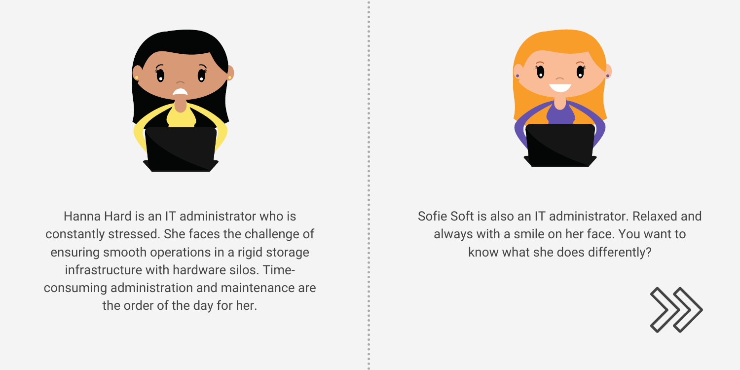Hanna Hard is an IT administrator who is constantly stressed. She faces the challenge of ensuring smooth operations in a rigid storage infrastructure with hardware silos. Time-consuming administration and maintenance are the order of the day for her.

Sofie Soft is also an IT administrator. Relaxed and always with a smile on her face. You want to know what she does differently?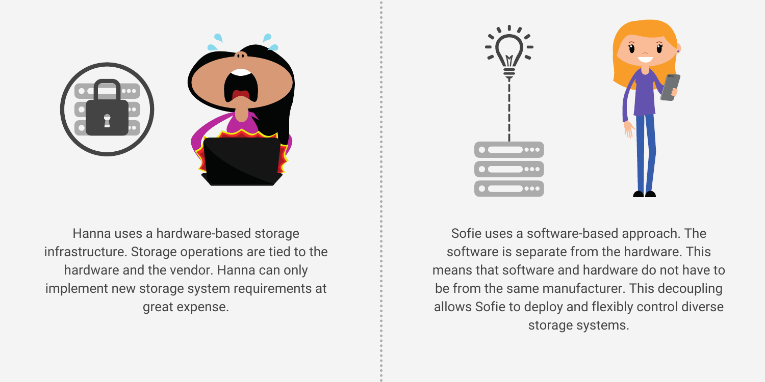Hanna uses a hardware-based storage infrastructure. Storage operations are tied to the hardware and the vendor. Hanna can only implement new storage system requirements at great expense.

Sofie uses a software-based approach. The software is separate from the hardware. This means that software and hardware do not have to be from the same manufacturer. This decoupling allows Sofie to deploy and flexibly control diverse storage systems.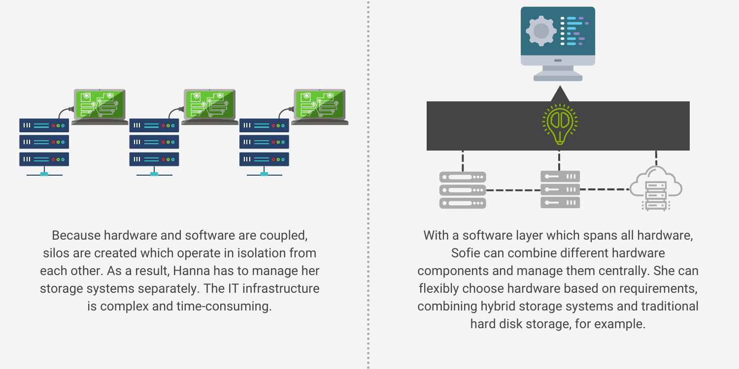Because hardware and software are coupled, silos are created which operate in isolation from each other. As a result, Hanna has to manage her storage systems separately. The IT infrastructure is complex and time-consuming.

With a software layer which spans all hardware, Sofie can combine different hardware components and manage them centrally. She can flexibly choose hardware based on requirements, combining hybrid storage systems and traditional hard disk storage, for example.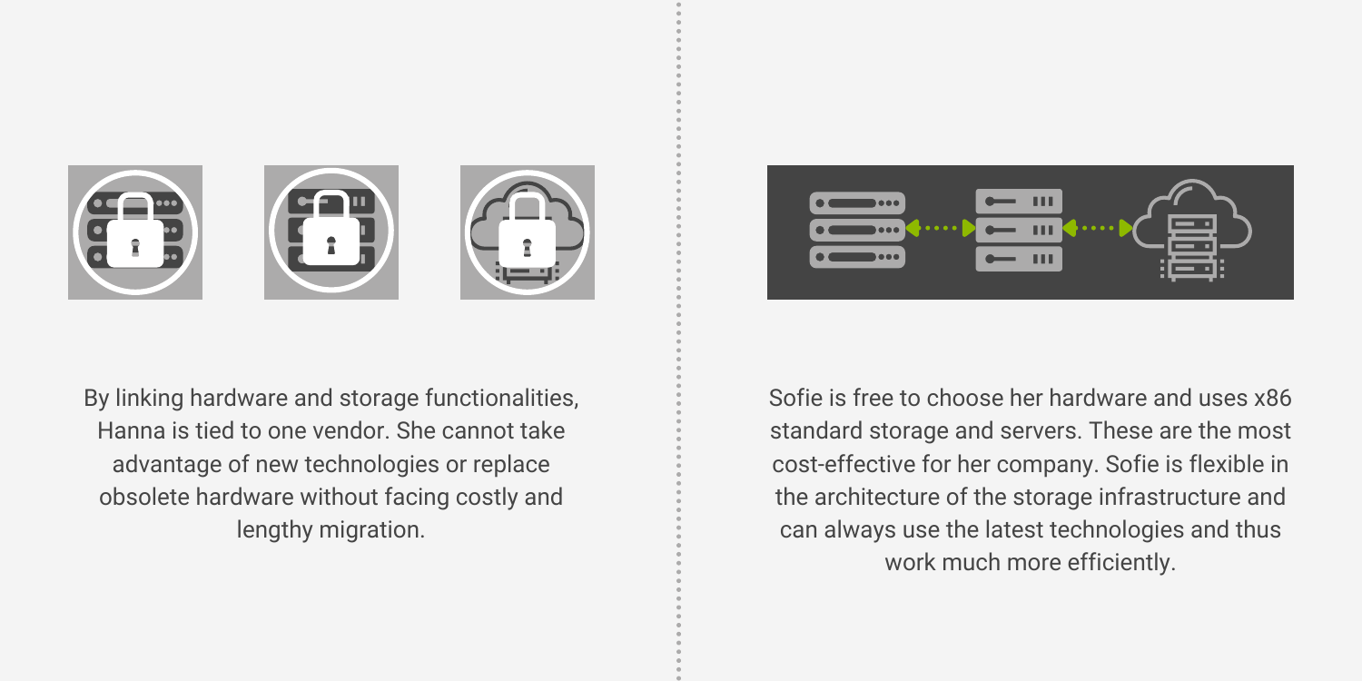By linking hardware and storage functionalities, Hanna is tied to one vendor. She cannot take advantage of new technologies or replace obsolete hardware without facing costly and lengthy migration.

Sofie is free to choose her hardware and uses x86 standard storage and servers. These are the most cost-effective for her company. Sofie is flexible in the architecture of the storage infrastructure and can always use the latest technologies and thus work much more efficiently.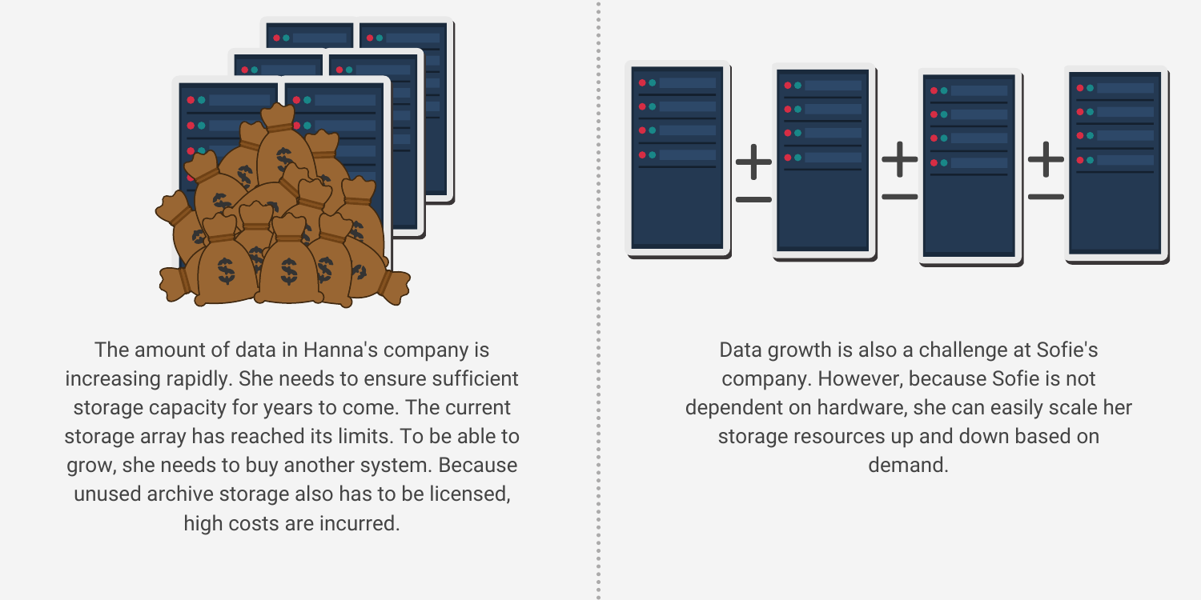The amount of data in Hanna's company is increasing rapidly. She needs to ensure sufficient storage capacity for years to come. The current storage array has reached its limits. To be able to grow, she needs to buy another system. Because unused archive storage also has to be licensed, high costs are incurred.

Data growth is also a challenge at Sofie's company. However, because Sofie is not dependent on hardware, she can easily scale her storage resources up and down based on demand.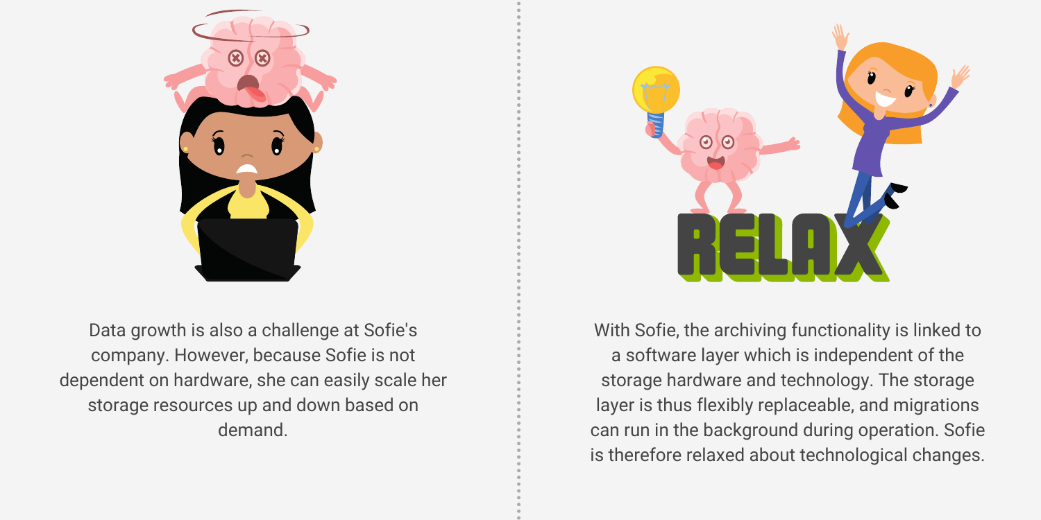Data growth is also a challenge at Sofie's company. However, because Sofie is not dependent on hardware, she can easily scale her storage resources up and down based on demand.

With Sofie, the archiving functionality is linked to a software layer which is independent of the storage hardware and technology. The storage layer is thus flexibly replaceable, and migrations can run in the background during operation. Sofie is therefore relaxed about technological changes.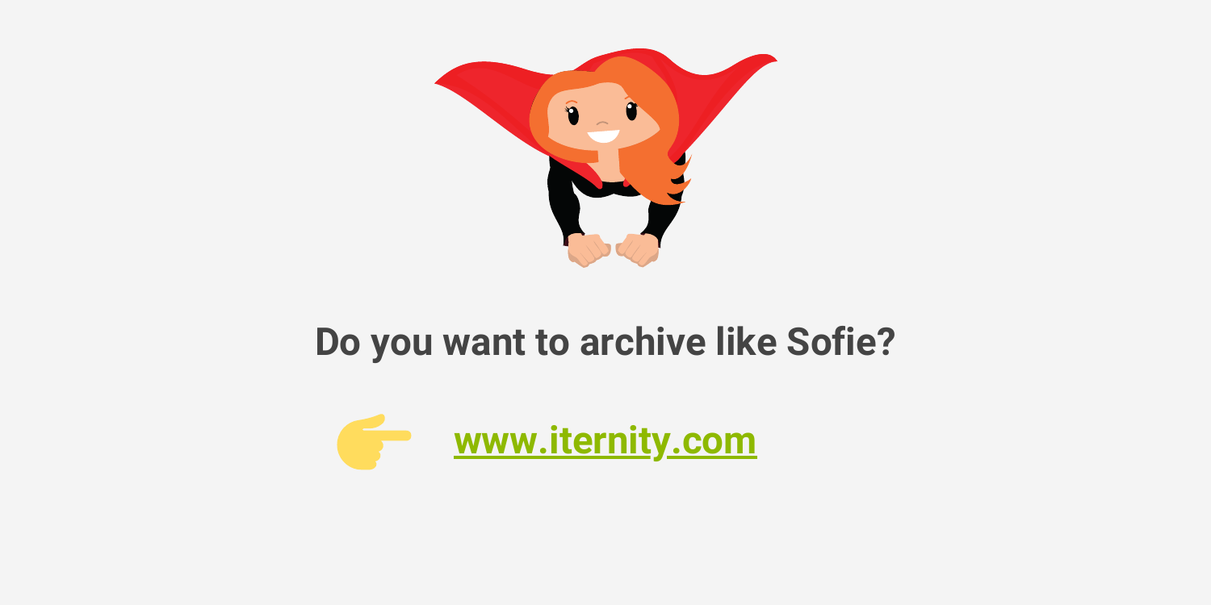**Do you want to archive like Sofie?**

👉 [www.iternity.com](http://www.iternity.com)